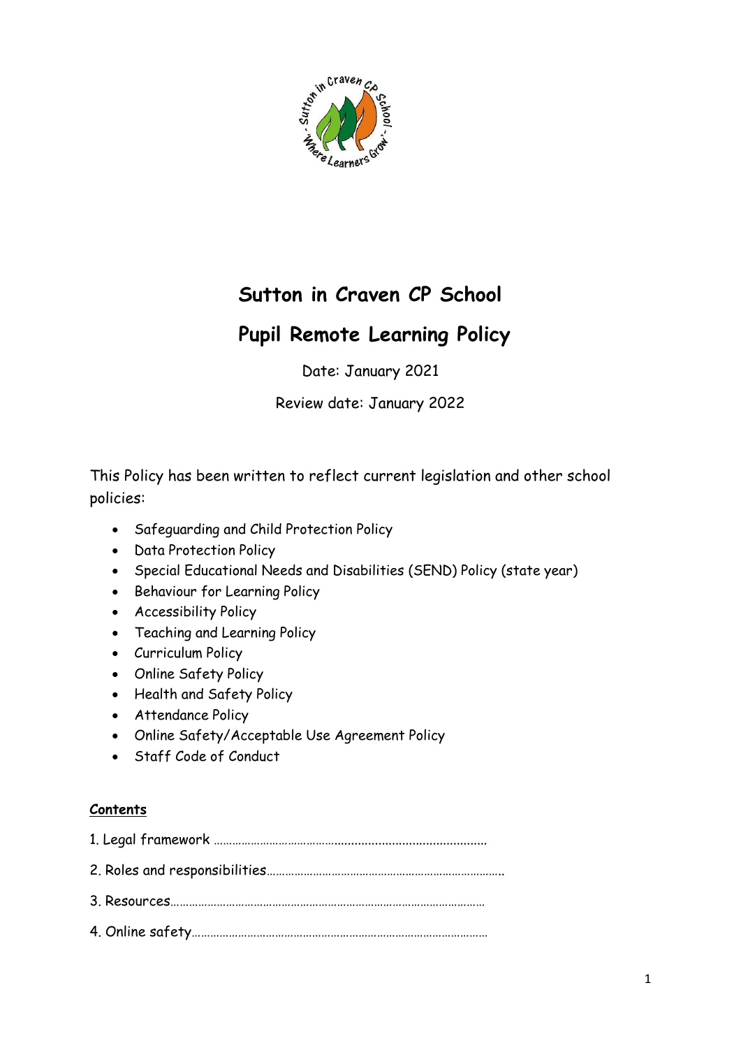# Sutton in Craven CP School

# Pupil Remote Learning Policy

Date: January 2021

Review date: January 2022

This Policy has been written to reflect current legislation and other school policies:

- Safeguarding and Child Protection Policy
- Data Protection Policy
- Special Educational Needs and Disabilities (SEND) Policy (state year)
- Behaviour for Learning Policy
- Accessibility Policy
- Teaching and Learning Policy
- Curriculum Policy
- Online Safety Policy
- Health and Safety Policy
- Attendance Policy
- Online Safety/Acceptable Use Agreement Policy
- Staff Code of Conduct

**Contents**

1. Legal framework ……………………………………………………………………

2. Roles and responsibilities……………………………………………………………

3. Resources………………………………………………………………………………

4. Online safety……………………………………………………………………………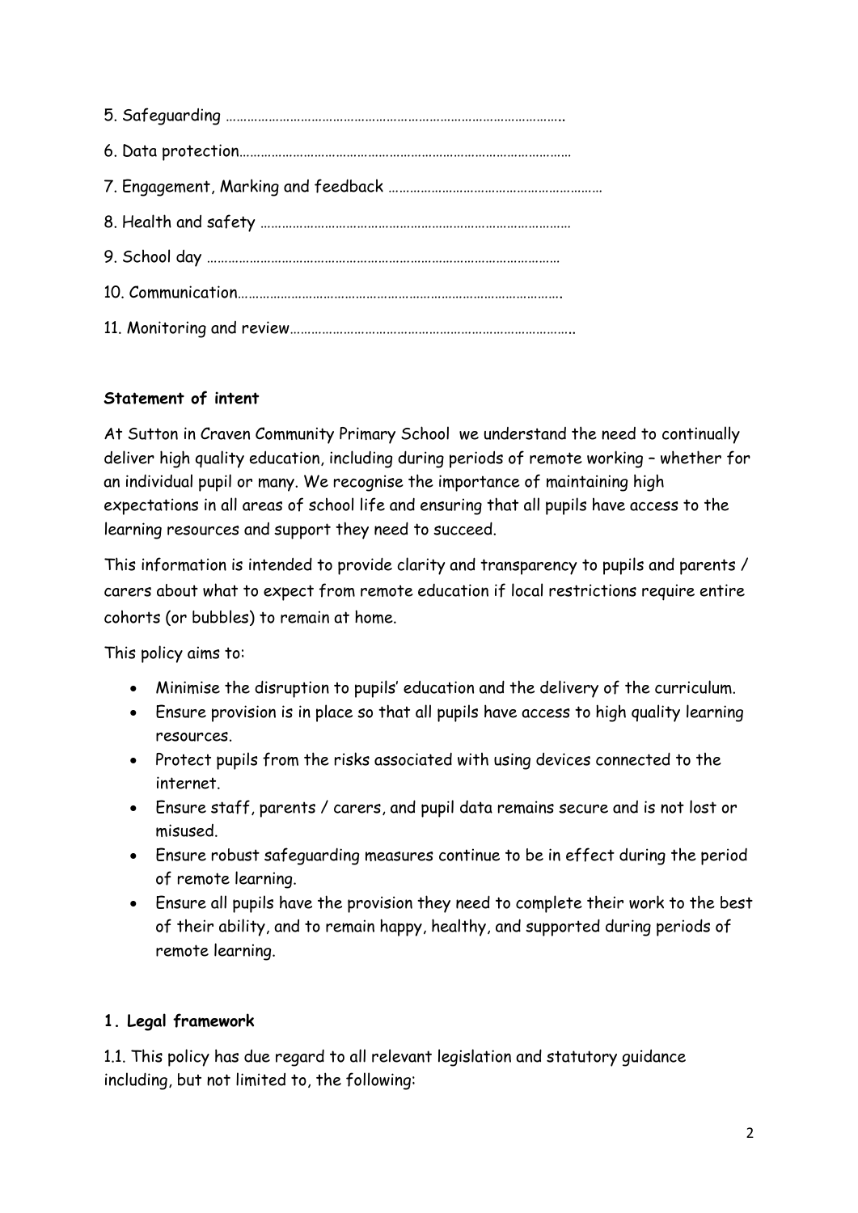5. Safeguarding ……………………………………………………………………………………..

6. Data protection………………………………………………………………………………

7. Engagement, Marking and feedback ……………………………………………………

8. Health and safety ……………………………………………………………………………

9. School day ………………………………………………………………………………………

10. Communication…………………………………………………………………………….

11. Monitoring and review…………………………………………………………………..

**Statement of intent**

At Sutton in Craven Community Primary School we understand the need to continually deliver high quality education, including during periods of remote working – whether for an individual pupil or many. We recognise the importance of maintaining high expectations in all areas of school life and ensuring that all pupils have access to the learning resources and support they need to succeed.

This information is intended to provide clarity and transparency to pupils and parents / carers about what to expect from remote education if local restrictions require entire cohorts (or bubbles) to remain at home.

This policy aims to:

- Minimise the disruption to pupils' education and the delivery of the curriculum.
- Ensure provision is in place so that all pupils have access to high quality learning resources.
- Protect pupils from the risks associated with using devices connected to the internet.
- Ensure staff, parents / carers, and pupil data remains secure and is not lost or misused.
- Ensure robust safeguarding measures continue to be in effect during the period of remote learning.
- Ensure all pupils have the provision they need to complete their work to the best of their ability, and to remain happy, healthy, and supported during periods of remote learning.

**1. Legal framework**

1.1. This policy has due regard to all relevant legislation and statutory guidance including, but not limited to, the following: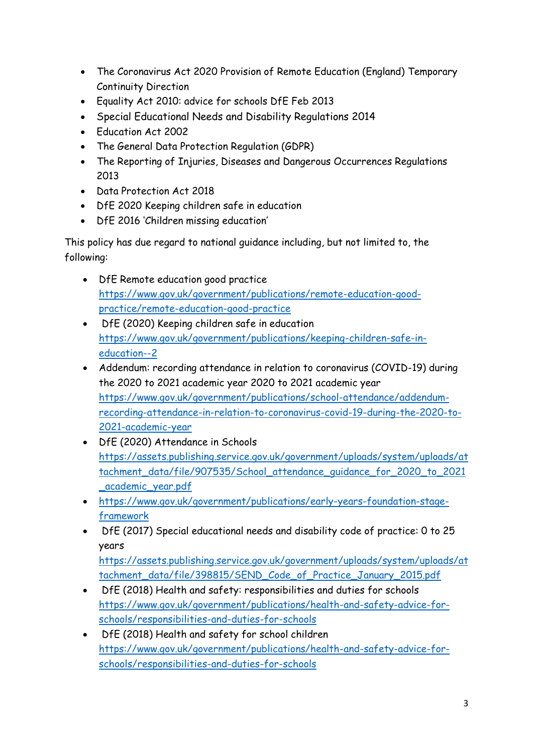- The Coronavirus Act 2020 Provision of Remote Education (England) Temporary Continuity Direction
- Equality Act 2010: advice for schools DfE Feb 2013
- Special Educational Needs and Disability Regulations 2014
- Education Act 2002
- The General Data Protection Regulation (GDPR)
- The Reporting of Injuries, Diseases and Dangerous Occurrences Regulations 2013
- Data Protection Act 2018
- DfE 2020 Keeping children safe in education
- DfE 2016 'Children missing education'

This policy has due regard to national guidance including, but not limited to, the following:

- DfE Remote education good practice https://www.gov.uk/government/publications/remote-education-good-practice/remote-education-good-practice
- DfE (2020) Keeping children safe in education https://www.gov.uk/government/publications/keeping-children-safe-in-education--2
- Addendum: recording attendance in relation to coronavirus (COVID-19) during the 2020 to 2021 academic year 2020 to 2021 academic year https://www.gov.uk/government/publications/school-attendance/addendum-recording-attendance-in-relation-to-coronavirus-covid-19-during-the-2020-to-2021-academic-year
- DfE (2020) Attendance in Schools https://assets.publishing.service.gov.uk/government/uploads/system/uploads/attachment_data/file/907535/School_attendance_guidance_for_2020_to_2021_academic_year.pdf
- https://www.gov.uk/government/publications/early-years-foundation-stage-framework
- DfE (2017) Special educational needs and disability code of practice: 0 to 25 years https://assets.publishing.service.gov.uk/government/uploads/system/uploads/attachment_data/file/398815/SEND_Code_of_Practice_January_2015.pdf
- DfE (2018) Health and safety: responsibilities and duties for schools https://www.gov.uk/government/publications/health-and-safety-advice-for-schools/responsibilities-and-duties-for-schools
- DfE (2018) Health and safety for school children https://www.gov.uk/government/publications/health-and-safety-advice-for-schools/responsibilities-and-duties-for-schools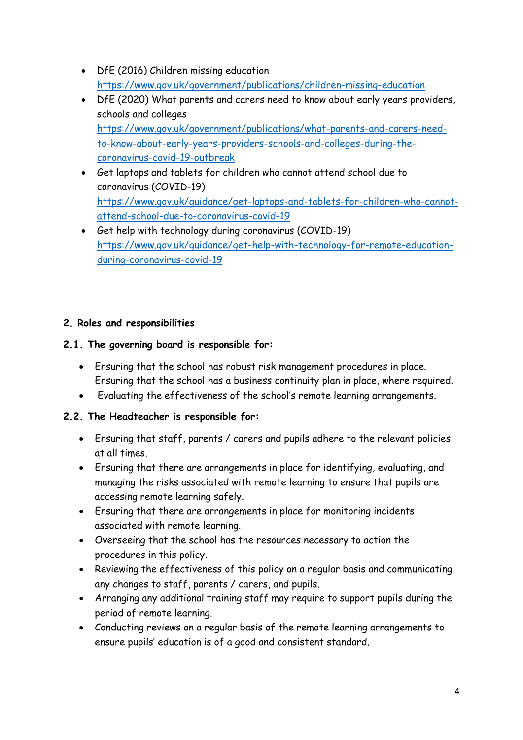- DfE (2016) Children missing education https://www.gov.uk/government/publications/children-missing-education
- DfE (2020) What parents and carers need to know about early years providers, schools and colleges https://www.gov.uk/government/publications/what-parents-and-carers-need-to-know-about-early-years-providers-schools-and-colleges-during-the-coronavirus-covid-19-outbreak
- Get laptops and tablets for children who cannot attend school due to coronavirus (COVID-19) https://www.gov.uk/guidance/get-laptops-and-tablets-for-children-who-cannot-attend-school-due-to-coronavirus-covid-19
- Get help with technology during coronavirus (COVID-19) https://www.gov.uk/guidance/get-help-with-technology-for-remote-education-during-coronavirus-covid-19

## 2. Roles and responsibilities

### 2.1. The governing board is responsible for:

- Ensuring that the school has robust risk management procedures in place. Ensuring that the school has a business continuity plan in place, where required.
- Evaluating the effectiveness of the school's remote learning arrangements.

### 2.2. The Headteacher is responsible for:

- Ensuring that staff, parents / carers and pupils adhere to the relevant policies at all times.
- Ensuring that there are arrangements in place for identifying, evaluating, and managing the risks associated with remote learning to ensure that pupils are accessing remote learning safely.
- Ensuring that there are arrangements in place for monitoring incidents associated with remote learning.
- Overseeing that the school has the resources necessary to action the procedures in this policy.
- Reviewing the effectiveness of this policy on a regular basis and communicating any changes to staff, parents / carers, and pupils.
- Arranging any additional training staff may require to support pupils during the period of remote learning.
- Conducting reviews on a regular basis of the remote learning arrangements to ensure pupils' education is of a good and consistent standard.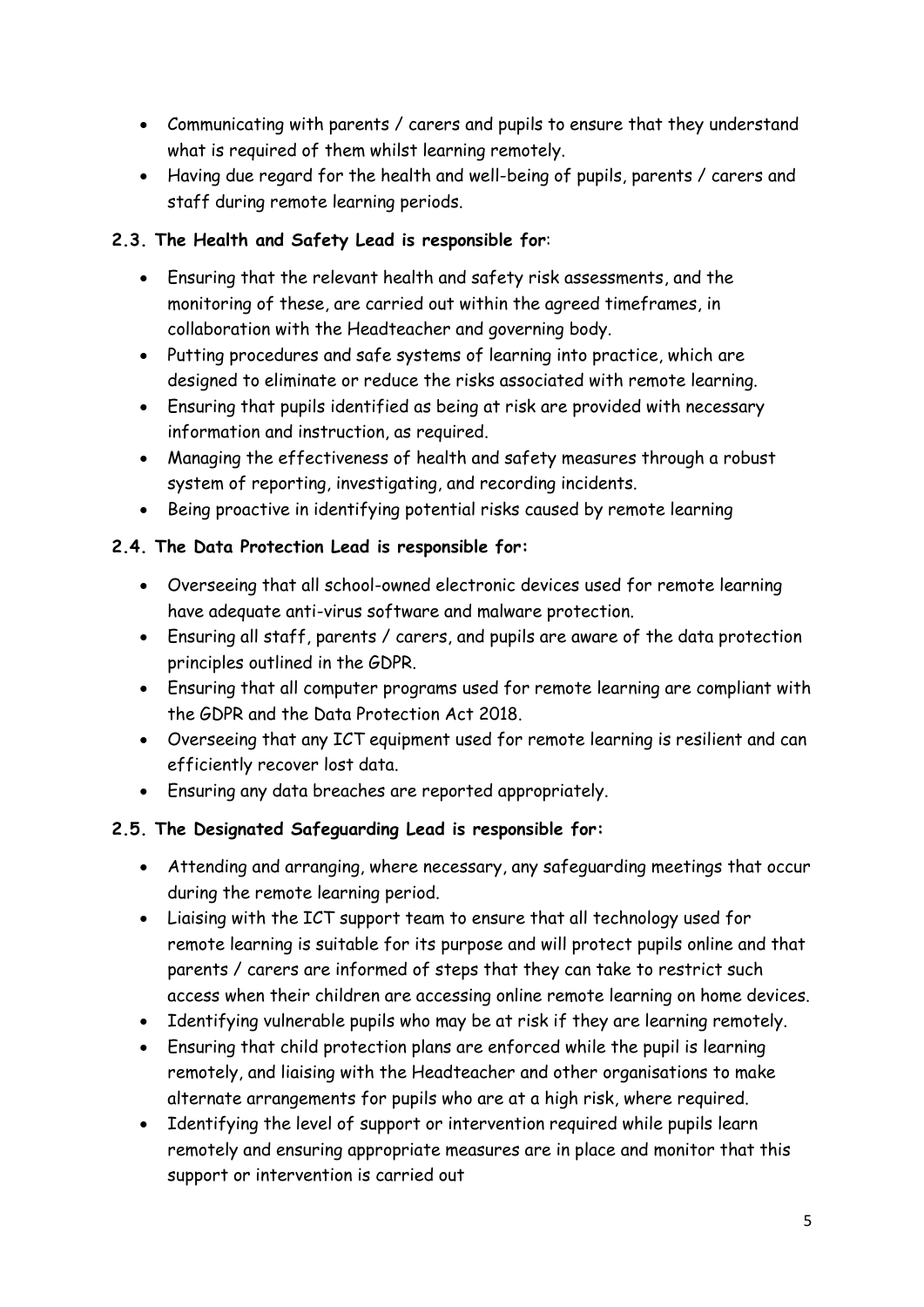- Communicating with parents / carers and pupils to ensure that they understand what is required of them whilst learning remotely.
- Having due regard for the health and well-being of pupils, parents / carers and staff during remote learning periods.

**2.3. The Health and Safety Lead is responsible for**:

- Ensuring that the relevant health and safety risk assessments, and the monitoring of these, are carried out within the agreed timeframes, in collaboration with the Headteacher and governing body.
- Putting procedures and safe systems of learning into practice, which are designed to eliminate or reduce the risks associated with remote learning.
- Ensuring that pupils identified as being at risk are provided with necessary information and instruction, as required.
- Managing the effectiveness of health and safety measures through a robust system of reporting, investigating, and recording incidents.
- Being proactive in identifying potential risks caused by remote learning

**2.4. The Data Protection Lead is responsible for:**

- Overseeing that all school-owned electronic devices used for remote learning have adequate anti-virus software and malware protection.
- Ensuring all staff, parents / carers, and pupils are aware of the data protection principles outlined in the GDPR.
- Ensuring that all computer programs used for remote learning are compliant with the GDPR and the Data Protection Act 2018.
- Overseeing that any ICT equipment used for remote learning is resilient and can efficiently recover lost data.
- Ensuring any data breaches are reported appropriately.

**2.5. The Designated Safeguarding Lead is responsible for:**

- Attending and arranging, where necessary, any safeguarding meetings that occur during the remote learning period.
- Liaising with the ICT support team to ensure that all technology used for remote learning is suitable for its purpose and will protect pupils online and that parents / carers are informed of steps that they can take to restrict such access when their children are accessing online remote learning on home devices.
- Identifying vulnerable pupils who may be at risk if they are learning remotely.
- Ensuring that child protection plans are enforced while the pupil is learning remotely, and liaising with the Headteacher and other organisations to make alternate arrangements for pupils who are at a high risk, where required.
- Identifying the level of support or intervention required while pupils learn remotely and ensuring appropriate measures are in place and monitor that this support or intervention is carried out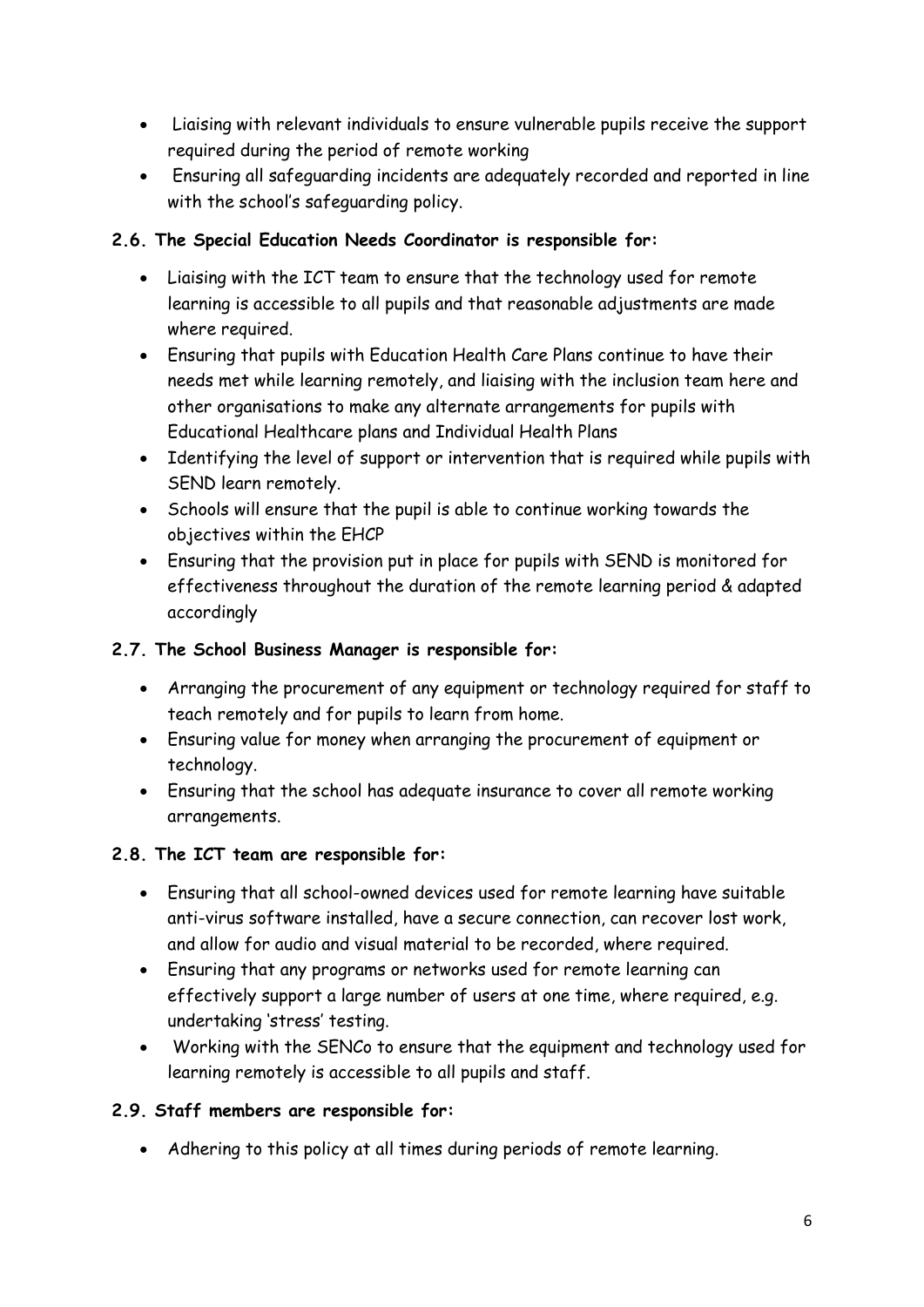- Liaising with relevant individuals to ensure vulnerable pupils receive the support required during the period of remote working
- Ensuring all safeguarding incidents are adequately recorded and reported in line with the school's safeguarding policy.

**2.6. The Special Education Needs Coordinator is responsible for:**

- Liaising with the ICT team to ensure that the technology used for remote learning is accessible to all pupils and that reasonable adjustments are made where required.
- Ensuring that pupils with Education Health Care Plans continue to have their needs met while learning remotely, and liaising with the inclusion team here and other organisations to make any alternate arrangements for pupils with Educational Healthcare plans and Individual Health Plans
- Identifying the level of support or intervention that is required while pupils with SEND learn remotely.
- Schools will ensure that the pupil is able to continue working towards the objectives within the EHCP
- Ensuring that the provision put in place for pupils with SEND is monitored for effectiveness throughout the duration of the remote learning period & adapted accordingly

**2.7. The School Business Manager is responsible for:**

- Arranging the procurement of any equipment or technology required for staff to teach remotely and for pupils to learn from home.
- Ensuring value for money when arranging the procurement of equipment or technology.
- Ensuring that the school has adequate insurance to cover all remote working arrangements.

**2.8. The ICT team are responsible for:**

- Ensuring that all school-owned devices used for remote learning have suitable anti-virus software installed, have a secure connection, can recover lost work, and allow for audio and visual material to be recorded, where required.
- Ensuring that any programs or networks used for remote learning can effectively support a large number of users at one time, where required, e.g. undertaking 'stress' testing.
- Working with the SENCo to ensure that the equipment and technology used for learning remotely is accessible to all pupils and staff.

**2.9. Staff members are responsible for:**

- Adhering to this policy at all times during periods of remote learning.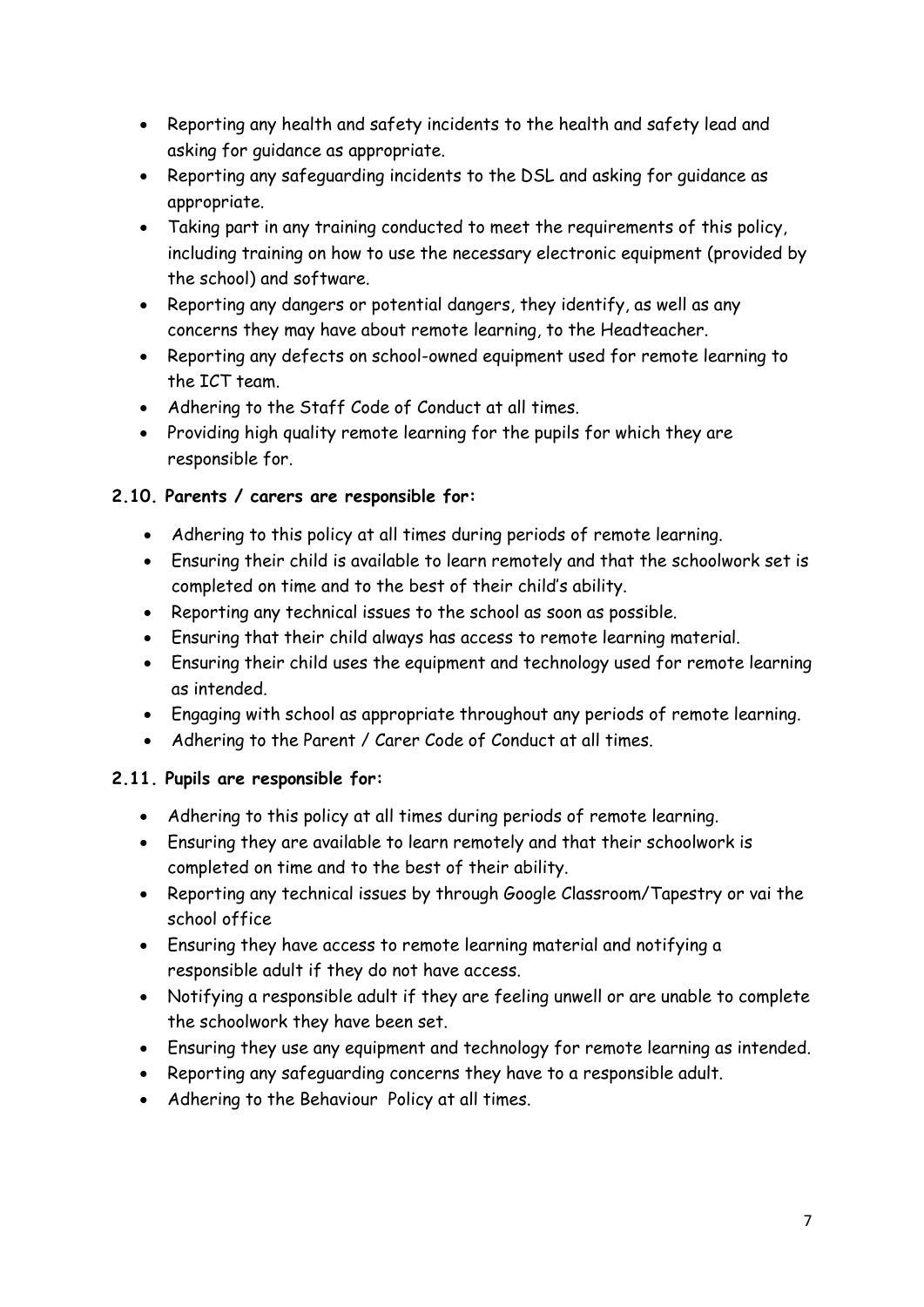- Reporting any health and safety incidents to the health and safety lead and asking for guidance as appropriate.
- Reporting any safeguarding incidents to the DSL and asking for guidance as appropriate.
- Taking part in any training conducted to meet the requirements of this policy, including training on how to use the necessary electronic equipment (provided by the school) and software.
- Reporting any dangers or potential dangers, they identify, as well as any concerns they may have about remote learning, to the Headteacher.
- Reporting any defects on school-owned equipment used for remote learning to the ICT team.
- Adhering to the Staff Code of Conduct at all times.
- Providing high quality remote learning for the pupils for which they are responsible for.

**2.10. Parents / carers are responsible for:**

- Adhering to this policy at all times during periods of remote learning.
- Ensuring their child is available to learn remotely and that the schoolwork set is completed on time and to the best of their child's ability.
- Reporting any technical issues to the school as soon as possible.
- Ensuring that their child always has access to remote learning material.
- Ensuring their child uses the equipment and technology used for remote learning as intended.
- Engaging with school as appropriate throughout any periods of remote learning.
- Adhering to the Parent / Carer Code of Conduct at all times.

**2.11. Pupils are responsible for:**

- Adhering to this policy at all times during periods of remote learning.
- Ensuring they are available to learn remotely and that their schoolwork is completed on time and to the best of their ability.
- Reporting any technical issues by through Google Classroom/Tapestry or vai the school office
- Ensuring they have access to remote learning material and notifying a responsible adult if they do not have access.
- Notifying a responsible adult if they are feeling unwell or are unable to complete the schoolwork they have been set.
- Ensuring they use any equipment and technology for remote learning as intended.
- Reporting any safeguarding concerns they have to a responsible adult.
- Adhering to the Behaviour Policy at all times.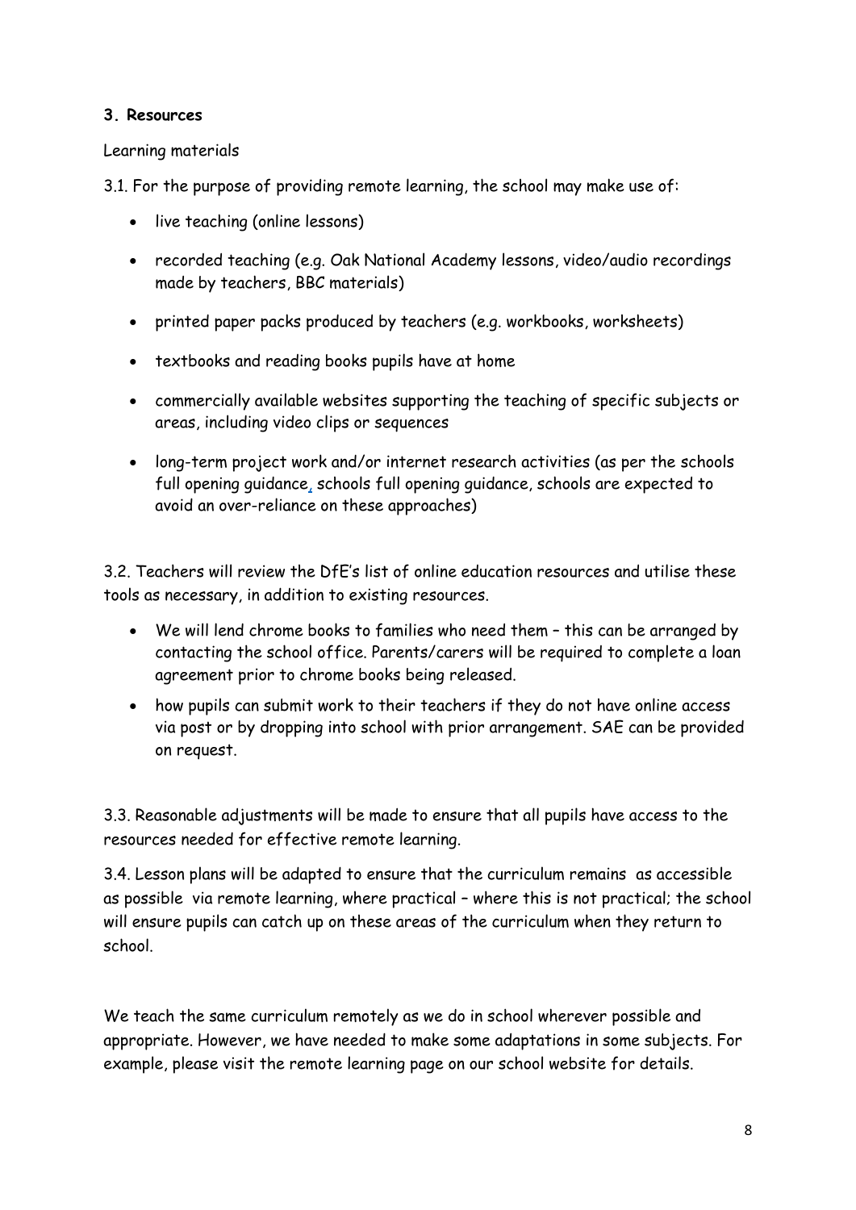**3. Resources**

Learning materials

3.1. For the purpose of providing remote learning, the school may make use of:

- live teaching (online lessons)
- recorded teaching (e.g. Oak National Academy lessons, video/audio recordings made by teachers, BBC materials)
- printed paper packs produced by teachers (e.g. workbooks, worksheets)
- textbooks and reading books pupils have at home
- commercially available websites supporting the teaching of specific subjects or areas, including video clips or sequences
- long-term project work and/or internet research activities (as per the schools full opening guidance, schools full opening guidance, schools are expected to avoid an over-reliance on these approaches)

3.2. Teachers will review the DfE's list of online education resources and utilise these tools as necessary, in addition to existing resources.

- We will lend chrome books to families who need them – this can be arranged by contacting the school office. Parents/carers will be required to complete a loan agreement prior to chrome books being released.
- how pupils can submit work to their teachers if they do not have online access via post or by dropping into school with prior arrangement. SAE can be provided on request.

3.3. Reasonable adjustments will be made to ensure that all pupils have access to the resources needed for effective remote learning.

3.4. Lesson plans will be adapted to ensure that the curriculum remains as accessible as possible via remote learning, where practical – where this is not practical; the school will ensure pupils can catch up on these areas of the curriculum when they return to school.

We teach the same curriculum remotely as we do in school wherever possible and appropriate. However, we have needed to make some adaptations in some subjects. For example, please visit the remote learning page on our school website for details.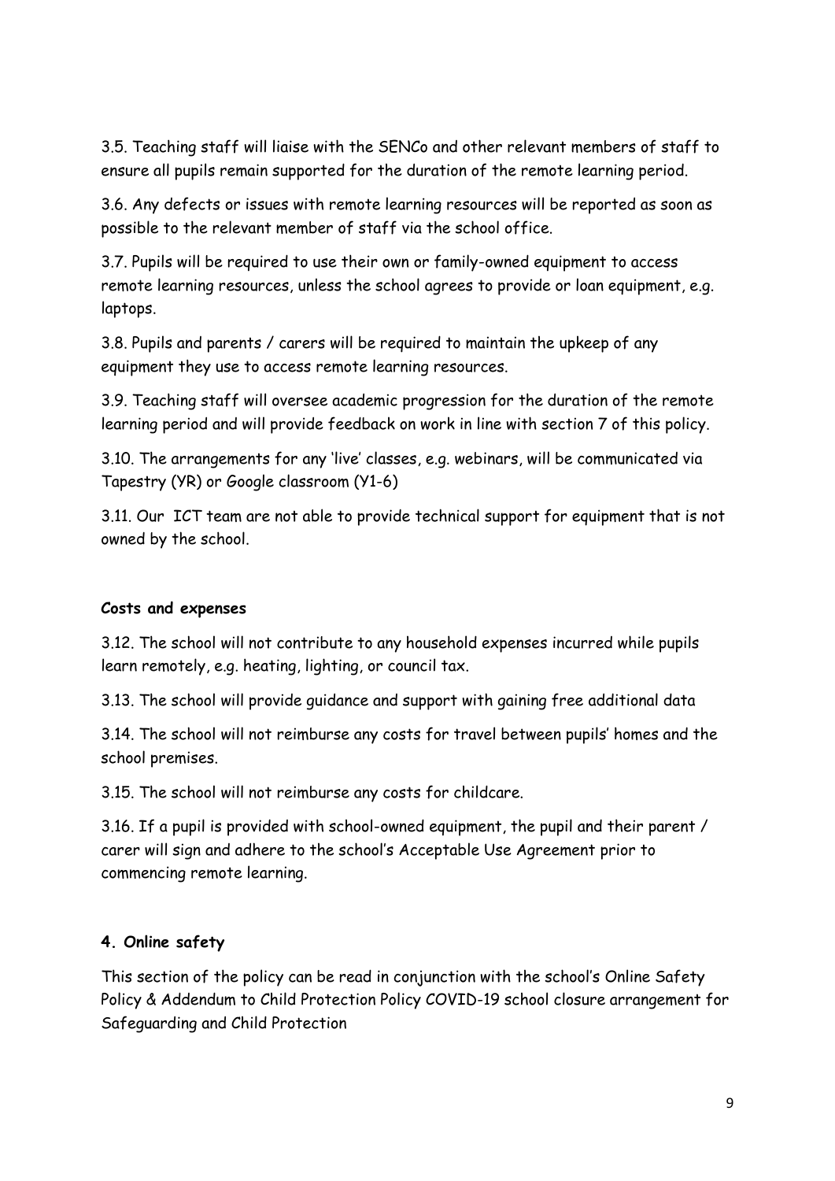3.5. Teaching staff will liaise with the SENCo and other relevant members of staff to ensure all pupils remain supported for the duration of the remote learning period.

3.6. Any defects or issues with remote learning resources will be reported as soon as possible to the relevant member of staff via the school office.

3.7. Pupils will be required to use their own or family-owned equipment to access remote learning resources, unless the school agrees to provide or loan equipment, e.g. laptops.

3.8. Pupils and parents / carers will be required to maintain the upkeep of any equipment they use to access remote learning resources.

3.9. Teaching staff will oversee academic progression for the duration of the remote learning period and will provide feedback on work in line with section 7 of this policy.

3.10. The arrangements for any 'live' classes, e.g. webinars, will be communicated via Tapestry (YR) or Google classroom (Y1-6)

3.11. Our ICT team are not able to provide technical support for equipment that is not owned by the school.

**Costs and expenses**

3.12. The school will not contribute to any household expenses incurred while pupils learn remotely, e.g. heating, lighting, or council tax.

3.13. The school will provide guidance and support with gaining free additional data

3.14. The school will not reimburse any costs for travel between pupils' homes and the school premises.

3.15. The school will not reimburse any costs for childcare.

3.16. If a pupil is provided with school-owned equipment, the pupil and their parent / carer will sign and adhere to the school's Acceptable Use Agreement prior to commencing remote learning.

**4. Online safety**

This section of the policy can be read in conjunction with the school's Online Safety Policy & Addendum to Child Protection Policy COVID-19 school closure arrangement for Safeguarding and Child Protection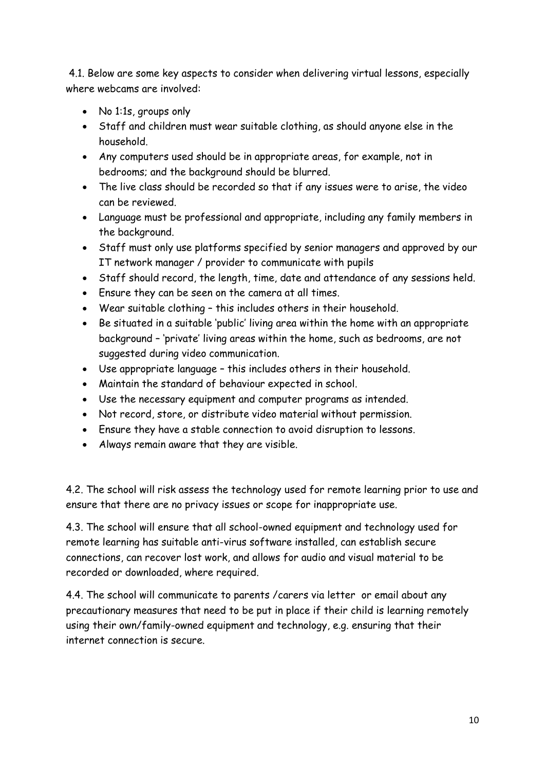4.1. Below are some key aspects to consider when delivering virtual lessons, especially where webcams are involved:

- No 1:1s, groups only
- Staff and children must wear suitable clothing, as should anyone else in the household.
- Any computers used should be in appropriate areas, for example, not in bedrooms; and the background should be blurred.
- The live class should be recorded so that if any issues were to arise, the video can be reviewed.
- Language must be professional and appropriate, including any family members in the background.
- Staff must only use platforms specified by senior managers and approved by our IT network manager / provider to communicate with pupils
- Staff should record, the length, time, date and attendance of any sessions held.
- Ensure they can be seen on the camera at all times.
- Wear suitable clothing – this includes others in their household.
- Be situated in a suitable 'public' living area within the home with an appropriate background – 'private' living areas within the home, such as bedrooms, are not suggested during video communication.
- Use appropriate language – this includes others in their household.
- Maintain the standard of behaviour expected in school.
- Use the necessary equipment and computer programs as intended.
- Not record, store, or distribute video material without permission.
- Ensure they have a stable connection to avoid disruption to lessons.
- Always remain aware that they are visible.

4.2. The school will risk assess the technology used for remote learning prior to use and ensure that there are no privacy issues or scope for inappropriate use.

4.3. The school will ensure that all school-owned equipment and technology used for remote learning has suitable anti-virus software installed, can establish secure connections, can recover lost work, and allows for audio and visual material to be recorded or downloaded, where required.

4.4. The school will communicate to parents /carers via letter or email about any precautionary measures that need to be put in place if their child is learning remotely using their own/family-owned equipment and technology, e.g. ensuring that their internet connection is secure.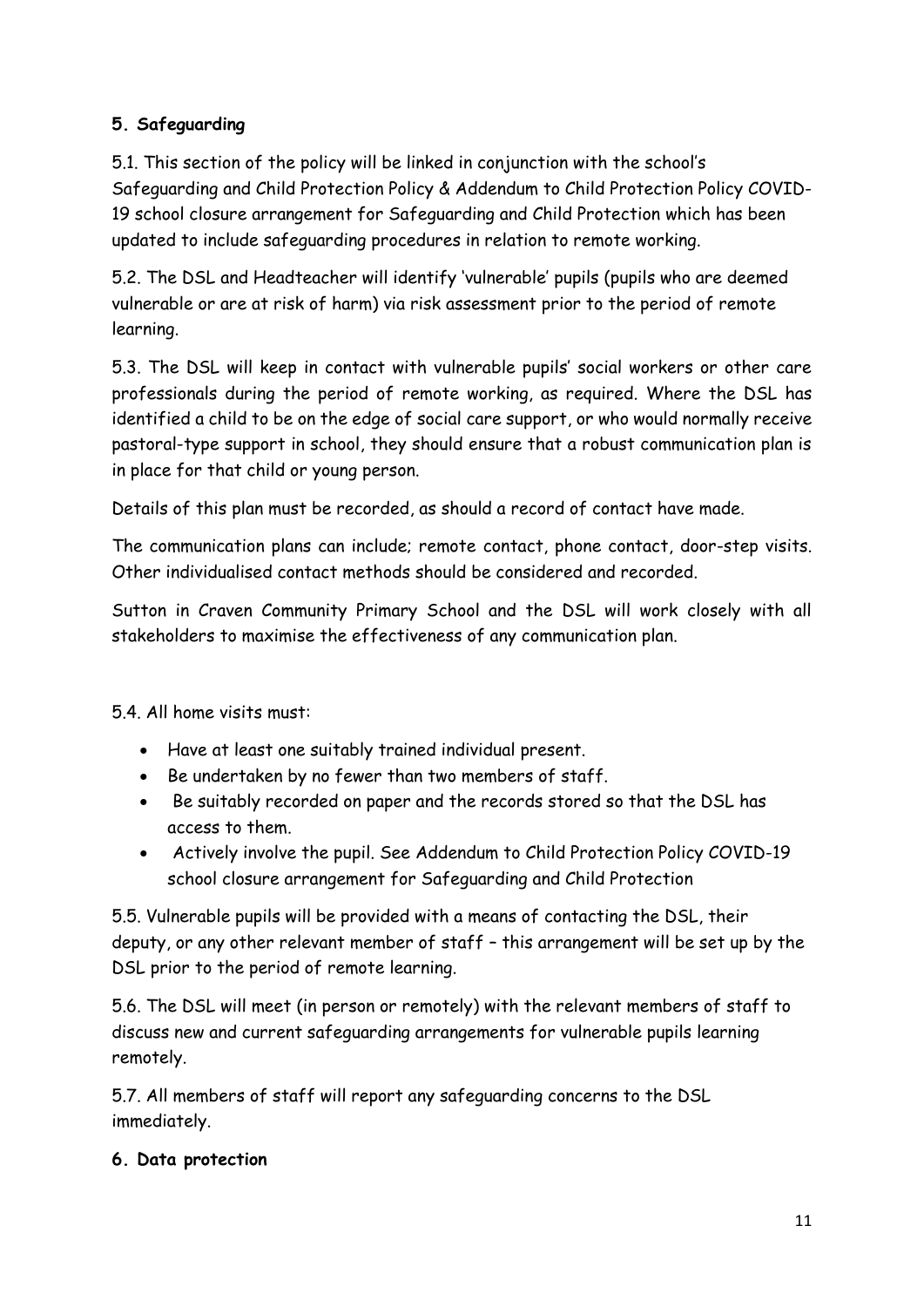## 5. Safeguarding

5.1. This section of the policy will be linked in conjunction with the school's Safeguarding and Child Protection Policy & Addendum to Child Protection Policy COVID-19 school closure arrangement for Safeguarding and Child Protection which has been updated to include safeguarding procedures in relation to remote working.

5.2. The DSL and Headteacher will identify 'vulnerable' pupils (pupils who are deemed vulnerable or are at risk of harm) via risk assessment prior to the period of remote learning.

5.3. The DSL will keep in contact with vulnerable pupils' social workers or other care professionals during the period of remote working, as required. Where the DSL has identified a child to be on the edge of social care support, or who would normally receive pastoral-type support in school, they should ensure that a robust communication plan is in place for that child or young person.

Details of this plan must be recorded, as should a record of contact have made.

The communication plans can include; remote contact, phone contact, door-step visits. Other individualised contact methods should be considered and recorded.

Sutton in Craven Community Primary School and the DSL will work closely with all stakeholders to maximise the effectiveness of any communication plan.

5.4. All home visits must:

- Have at least one suitably trained individual present.
- Be undertaken by no fewer than two members of staff.
- Be suitably recorded on paper and the records stored so that the DSL has access to them.
- Actively involve the pupil. See Addendum to Child Protection Policy COVID-19 school closure arrangement for Safeguarding and Child Protection

5.5. Vulnerable pupils will be provided with a means of contacting the DSL, their deputy, or any other relevant member of staff – this arrangement will be set up by the DSL prior to the period of remote learning.

5.6. The DSL will meet (in person or remotely) with the relevant members of staff to discuss new and current safeguarding arrangements for vulnerable pupils learning remotely.

5.7. All members of staff will report any safeguarding concerns to the DSL immediately.

## 6. Data protection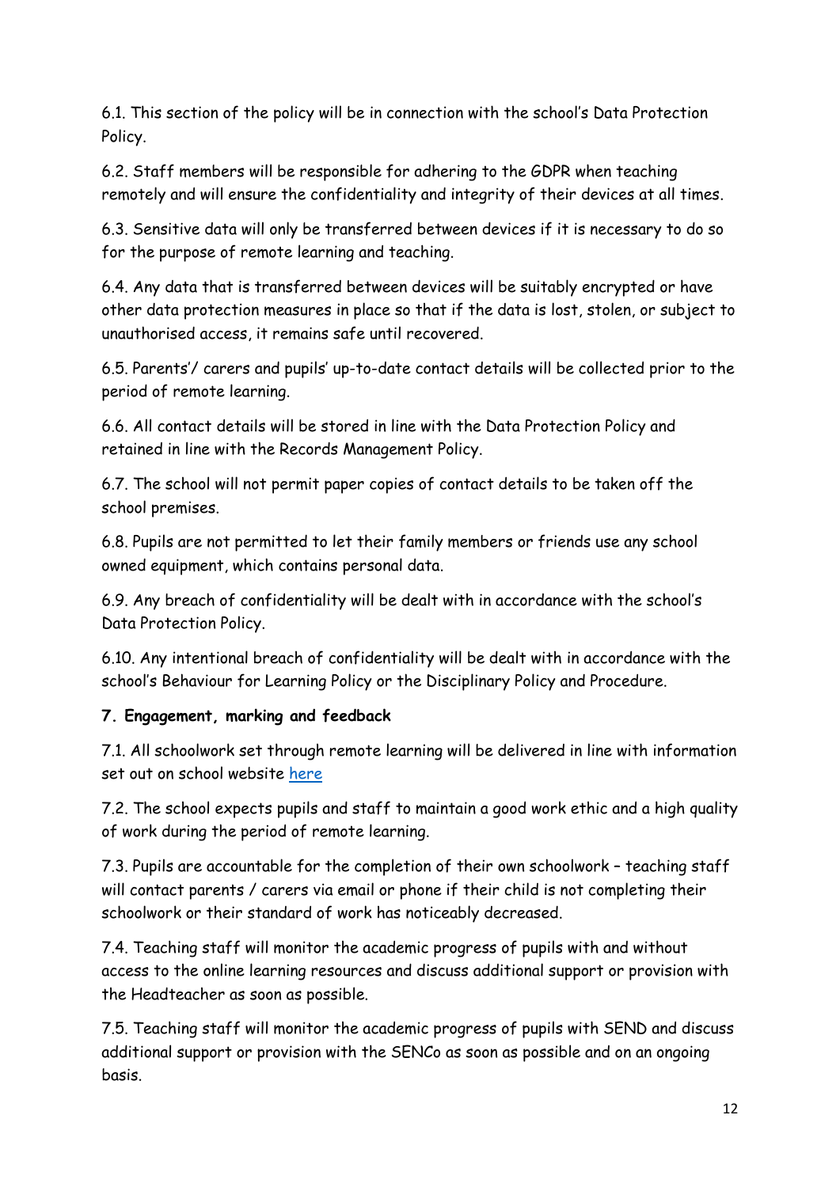6.1. This section of the policy will be in connection with the school's Data Protection Policy.

6.2. Staff members will be responsible for adhering to the GDPR when teaching remotely and will ensure the confidentiality and integrity of their devices at all times.

6.3. Sensitive data will only be transferred between devices if it is necessary to do so for the purpose of remote learning and teaching.

6.4. Any data that is transferred between devices will be suitably encrypted or have other data protection measures in place so that if the data is lost, stolen, or subject to unauthorised access, it remains safe until recovered.

6.5. Parents'/ carers and pupils' up-to-date contact details will be collected prior to the period of remote learning.

6.6. All contact details will be stored in line with the Data Protection Policy and retained in line with the Records Management Policy.

6.7. The school will not permit paper copies of contact details to be taken off the school premises.

6.8. Pupils are not permitted to let their family members or friends use any school owned equipment, which contains personal data.

6.9. Any breach of confidentiality will be dealt with in accordance with the school's Data Protection Policy.

6.10. Any intentional breach of confidentiality will be dealt with in accordance with the school's Behaviour for Learning Policy or the Disciplinary Policy and Procedure.

**7. Engagement, marking and feedback**

7.1. All schoolwork set through remote learning will be delivered in line with information set out on school website here

7.2. The school expects pupils and staff to maintain a good work ethic and a high quality of work during the period of remote learning.

7.3. Pupils are accountable for the completion of their own schoolwork – teaching staff will contact parents / carers via email or phone if their child is not completing their schoolwork or their standard of work has noticeably decreased.

7.4. Teaching staff will monitor the academic progress of pupils with and without access to the online learning resources and discuss additional support or provision with the Headteacher as soon as possible.

7.5. Teaching staff will monitor the academic progress of pupils with SEND and discuss additional support or provision with the SENCo as soon as possible and on an ongoing basis.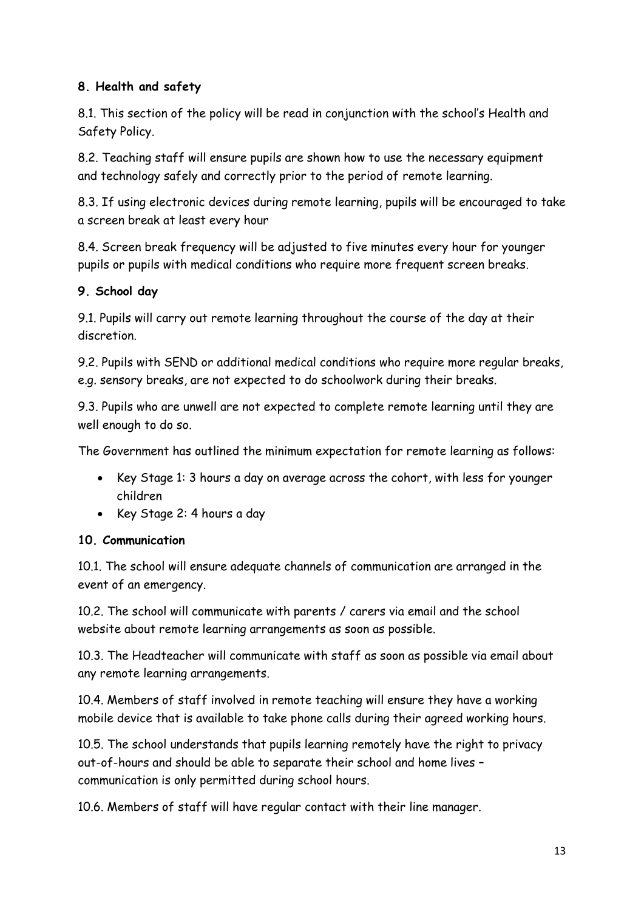## 8. Health and safety

8.1. This section of the policy will be read in conjunction with the school's Health and Safety Policy.

8.2. Teaching staff will ensure pupils are shown how to use the necessary equipment and technology safely and correctly prior to the period of remote learning.

8.3. If using electronic devices during remote learning, pupils will be encouraged to take a screen break at least every hour

8.4. Screen break frequency will be adjusted to five minutes every hour for younger pupils or pupils with medical conditions who require more frequent screen breaks.

## 9. School day

9.1. Pupils will carry out remote learning throughout the course of the day at their discretion.

9.2. Pupils with SEND or additional medical conditions who require more regular breaks, e.g. sensory breaks, are not expected to do schoolwork during their breaks.

9.3. Pupils who are unwell are not expected to complete remote learning until they are well enough to do so.

The Government has outlined the minimum expectation for remote learning as follows:

- Key Stage 1: 3 hours a day on average across the cohort, with less for younger children
- Key Stage 2: 4 hours a day

## 10. Communication

10.1. The school will ensure adequate channels of communication are arranged in the event of an emergency.

10.2. The school will communicate with parents / carers via email and the school website about remote learning arrangements as soon as possible.

10.3. The Headteacher will communicate with staff as soon as possible via email about any remote learning arrangements.

10.4. Members of staff involved in remote teaching will ensure they have a working mobile device that is available to take phone calls during their agreed working hours.

10.5. The school understands that pupils learning remotely have the right to privacy out-of-hours and should be able to separate their school and home lives – communication is only permitted during school hours.

10.6. Members of staff will have regular contact with their line manager.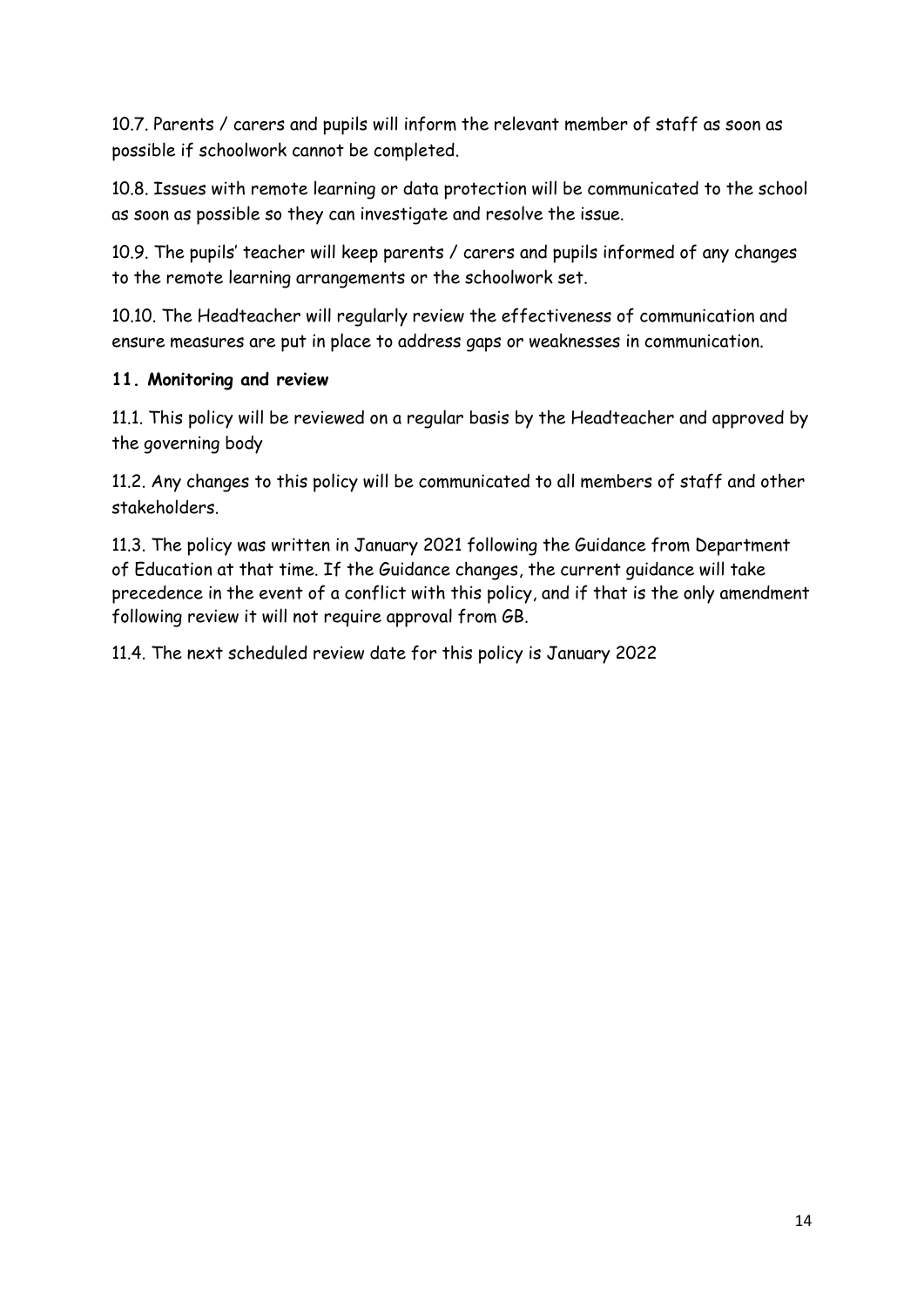10.7. Parents / carers and pupils will inform the relevant member of staff as soon as possible if schoolwork cannot be completed.

10.8. Issues with remote learning or data protection will be communicated to the school as soon as possible so they can investigate and resolve the issue.

10.9. The pupils' teacher will keep parents / carers and pupils informed of any changes to the remote learning arrangements or the schoolwork set.

10.10. The Headteacher will regularly review the effectiveness of communication and ensure measures are put in place to address gaps or weaknesses in communication.

**11. Monitoring and review**

11.1. This policy will be reviewed on a regular basis by the Headteacher and approved by the governing body

11.2. Any changes to this policy will be communicated to all members of staff and other stakeholders.

11.3. The policy was written in January 2021 following the Guidance from Department of Education at that time. If the Guidance changes, the current guidance will take precedence in the event of a conflict with this policy, and if that is the only amendment following review it will not require approval from GB.

11.4. The next scheduled review date for this policy is January 2022